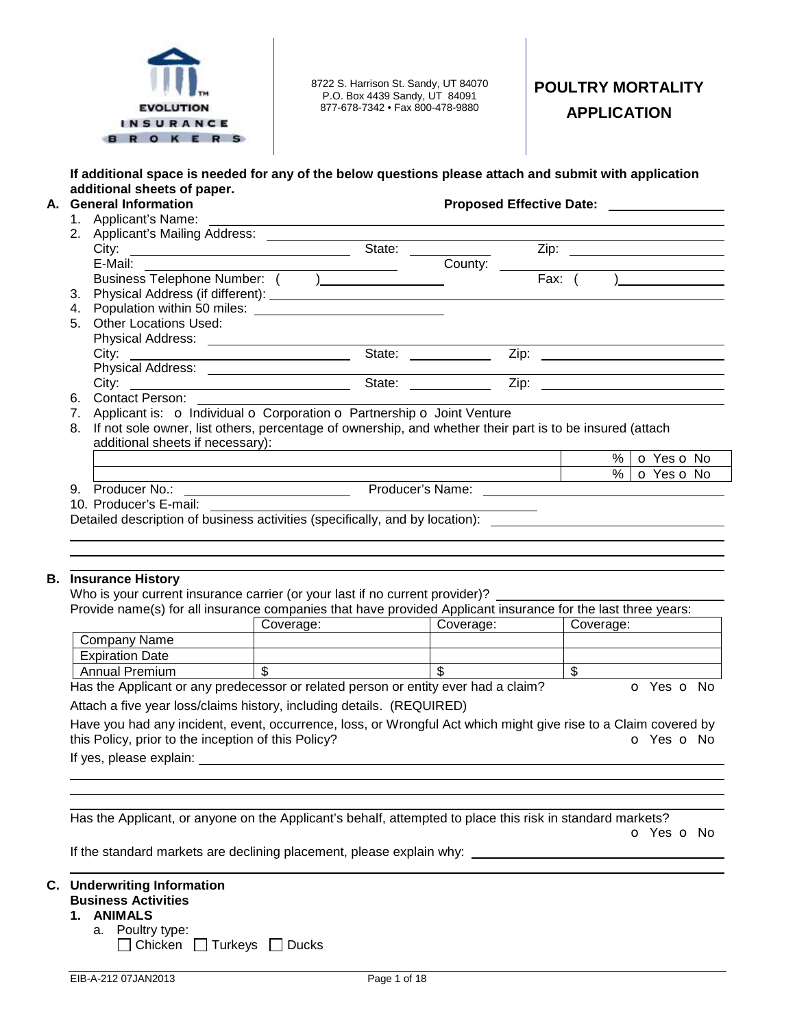EVOLUTION INSURANCE BROKERS

8722 S. Harrison St. Sandy, UT 84070
P.O. Box 4439 Sandy, UT 84091
877-678-7342 • Fax 800-478-9880

# POULTRY MORTALITY APPLICATION

**If additional space is needed for any of the below questions please attach and submit with application additional sheets of paper.**

## A. General Information

**Proposed Effective Date:** ____________

1. Applicant's Name: ____________
2. Applicant's Mailing Address: ____________
   City: ____________ State: ____________ Zip: ____________
   E-Mail: ____________ County: ____________
   Business Telephone Number: ( ) ____________ Fax: ( ) ____________
3. Physical Address (if different): ____________
4. Population within 50 miles: ____________
5. Other Locations Used:
   Physical Address: ____________
   City: ____________ State: ____________ Zip: ____________
   Physical Address: ____________
   City: ____________ State: ____________ Zip: ____________
6. Contact Person: ____________
7. Applicant is: o Individual o Corporation o Partnership o Joint Venture
8. If not sole owner, list others, percentage of ownership, and whether their part is to be insured (attach additional sheets if necessary):

| | | |
|---|---|---|
| | % | o Yes o No |
| | % | o Yes o No |

9. Producer No.: ____________ Producer's Name: ____________
10. Producer's E-mail: ____________

Detailed description of business activities (specifically, and by location): ____________

## B. Insurance History

Who is your current insurance carrier (or your last if no current provider)? ____________

Provide name(s) for all insurance companies that have provided Applicant insurance for the last three years:

| | Coverage: | Coverage: | Coverage: |
|---|---|---|---|
| Company Name | | | |
| Expiration Date | | | |
| Annual Premium | $ | $ | $ |

Has the Applicant or any predecessor or related person or entity ever had a claim? o Yes o No

Attach a five year loss/claims history, including details. (REQUIRED)

Have you had any incident, event, occurrence, loss, or Wrongful Act which might give rise to a Claim covered by this Policy, prior to the inception of this Policy? o Yes o No

If yes, please explain: ____________

Has the Applicant, or anyone on the Applicant's behalf, attempted to place this risk in standard markets? o Yes o No

If the standard markets are declining placement, please explain why: ____________

## C. Underwriting Information

**Business Activities**

**1. ANIMALS**

a. Poultry type:
   ☐ Chicken ☐ Turkeys ☐ Ducks

EIB-A-212 07JAN2013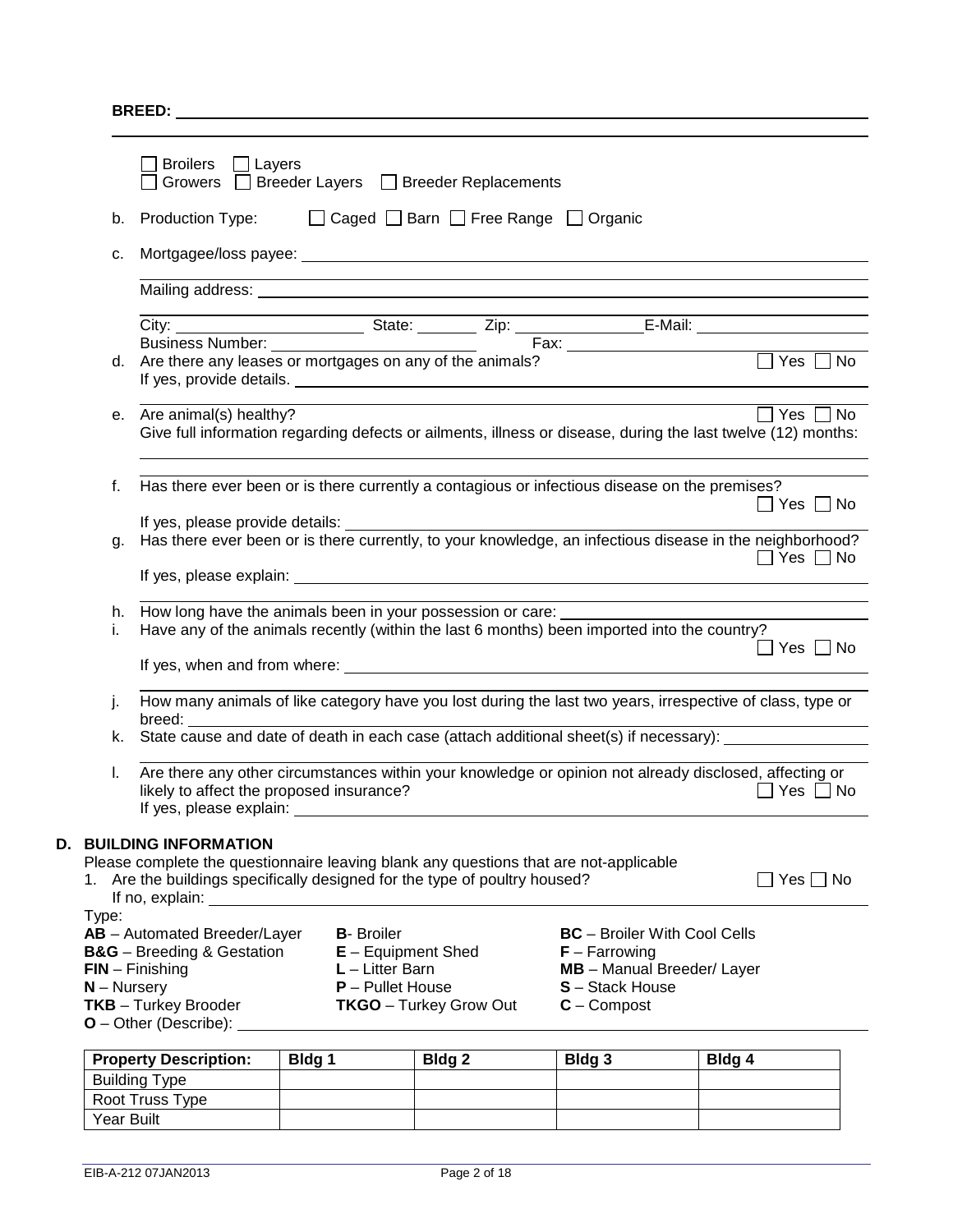**BREED:** ______________________________________________

☐ Broilers ☐ Layers
☐ Growers ☐ Breeder Layers ☐ Breeder Replacements

b. Production Type: ☐ Caged ☐ Barn ☐ Free Range ☐ Organic

c. Mortgagee/loss payee: ______________________________________________

Mailing address: ______________________________________________

City: ____________ State: ________ Zip: ____________ E-Mail: ____________

Business Number: ____________ Fax: ____________

d. Are there any leases or mortgages on any of the animals? ☐ Yes ☐ No

If yes, provide details. ______________________________________________

e. Are animal(s) healthy? ☐ Yes ☐ No

Give full information regarding defects or ailments, illness or disease, during the last twelve (12) months:

______________________________________________

f. Has there ever been or is there currently a contagious or infectious disease on the premises? ☐ Yes ☐ No

If yes, please provide details: ______________________________________________

g. Has there ever been or is there currently, to your knowledge, an infectious disease in the neighborhood? ☐ Yes ☐ No

If yes, please explain: ______________________________________________

h. How long have the animals been in your possession or care: ____________

i. Have any of the animals recently (within the last 6 months) been imported into the country? ☐ Yes ☐ No

If yes, when and from where: ______________________________________________

j. How many animals of like category have you lost during the last two years, irrespective of class, type or breed: ____________

k. State cause and date of death in each case (attach additional sheet(s) if necessary): ____________

l. Are there any other circumstances within your knowledge or opinion not already disclosed, affecting or likely to affect the proposed insurance? ☐ Yes ☐ No

If yes, please explain: ______________________________________________

## D. BUILDING INFORMATION

Please complete the questionnaire leaving blank any questions that are not-applicable

1. Are the buildings specifically designed for the type of poultry housed? ☐ Yes ☐ No

If no, explain: ______________________________________________

Type:

**AB** – Automated Breeder/Layer
**B**- Broiler
**BC** – Broiler With Cool Cells
**B&G** – Breeding & Gestation
**E** – Equipment Shed
**F** – Farrowing
**FIN** – Finishing
**L** – Litter Barn
**MB** – Manual Breeder/ Layer
**N** – Nursery
**P** – Pullet House
**S** – Stack House
**TKB** – Turkey Brooder
**TKGO** – Turkey Grow Out
**C** – Compost
**O** – Other (Describe): ____________

| Property Description: | Bldg 1 | Bldg 2 | Bldg 3 | Bldg 4 |
|---|---|---|---|---|
| Building Type | | | | |
| Root Truss Type | | | | |
| Year Built | | | | |

EIB-A-212 07JAN2013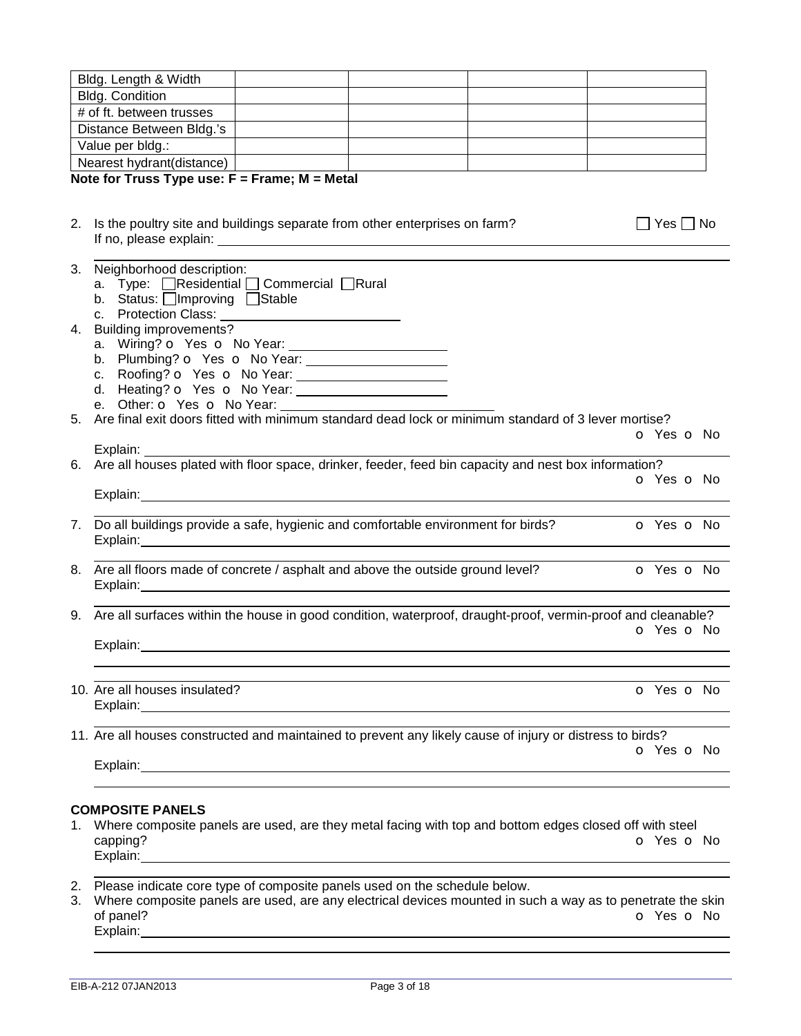| Bldg. Length & Width | | | | |
|---|---|---|---|---|
| Bldg. Condition | | | | |
| # of ft. between trusses | | | | |
| Distance Between Bldg.'s | | | | |
| Value per bldg.: | | | | |
| Nearest hydrant(distance) | | | | |

**Note for Truss Type use: F = Frame; M = Metal**

2. Is the poultry site and buildings separate from other enterprises on farm? ☐ Yes ☐ No
   If no, please explain: ______

3. Neighborhood description:
   a. Type: ☐ Residential ☐ Commercial ☐ Rural
   b. Status: ☐ Improving ☐ Stable
   c. Protection Class: ______
4. Building improvements?
   a. Wiring? o Yes o No Year: ______
   b. Plumbing? o Yes o No Year: ______
   c. Roofing? o Yes o No Year: ______
   d. Heating? o Yes o No Year: ______
   e. Other: o Yes o No Year: ______
5. Are final exit doors fitted with minimum standard dead lock or minimum standard of 3 lever mortise? o Yes o No
   Explain: ______
6. Are all houses plated with floor space, drinker, feeder, feed bin capacity and nest box information? o Yes o No
   Explain: ______
7. Do all buildings provide a safe, hygienic and comfortable environment for birds? o Yes o No
   Explain: ______
8. Are all floors made of concrete / asphalt and above the outside ground level? o Yes o No
   Explain: ______
9. Are all surfaces within the house in good condition, waterproof, draught-proof, vermin-proof and cleanable? o Yes o No
   Explain: ______
10. Are all houses insulated? o Yes o No
    Explain: ______
11. Are all houses constructed and maintained to prevent any likely cause of injury or distress to birds? o Yes o No
    Explain: ______

**COMPOSITE PANELS**

1. Where composite panels are used, are they metal facing with top and bottom edges closed off with steel capping? o Yes o No
   Explain: ______
2. Please indicate core type of composite panels used on the schedule below.
3. Where composite panels are used, are any electrical devices mounted in such a way as to penetrate the skin of panel? o Yes o No
   Explain: ______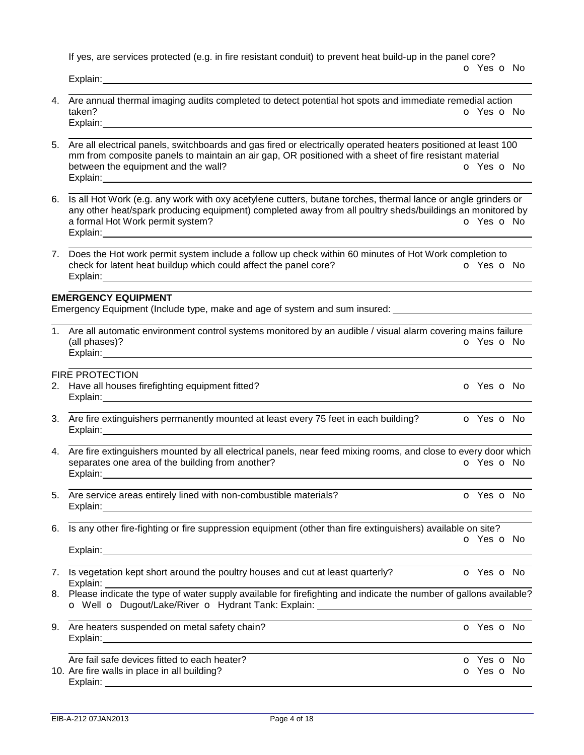If yes, are services protected (e.g. in fire resistant conduit) to prevent heat build-up in the panel core?
o Yes o No
Explain:

4. Are annual thermal imaging audits completed to detect potential hot spots and immediate remedial action taken? o Yes o No
Explain:

5. Are all electrical panels, switchboards and gas fired or electrically operated heaters positioned at least 100 mm from composite panels to maintain an air gap, OR positioned with a sheet of fire resistant material between the equipment and the wall? o Yes o No
Explain:

6. Is all Hot Work (e.g. any work with oxy acetylene cutters, butane torches, thermal lance or angle grinders or any other heat/spark producing equipment) completed away from all poultry sheds/buildings an monitored by a formal Hot Work permit system? o Yes o No
Explain:

7. Does the Hot work permit system include a follow up check within 60 minutes of Hot Work completion to check for latent heat buildup which could affect the panel core? o Yes o No
Explain:

**EMERGENCY EQUIPMENT**

Emergency Equipment (Include type, make and age of system and sum insured:

1. Are all automatic environment control systems monitored by an audible / visual alarm covering mains failure (all phases)? o Yes o No
Explain:

FIRE PROTECTION

2. Have all houses firefighting equipment fitted? o Yes o No
Explain:

3. Are fire extinguishers permanently mounted at least every 75 feet in each building? o Yes o No
Explain:

4. Are fire extinguishers mounted by all electrical panels, near feed mixing rooms, and close to every door which separates one area of the building from another? o Yes o No
Explain:

5. Are service areas entirely lined with non-combustible materials? o Yes o No
Explain:

6. Is any other fire-fighting or fire suppression equipment (other than fire extinguishers) available on site?
o Yes o No
Explain:

7. Is vegetation kept short around the poultry houses and cut at least quarterly? o Yes o No
Explain:

8. Please indicate the type of water supply available for firefighting and indicate the number of gallons available?
o Well o Dugout/Lake/River o Hydrant Tank: Explain:

9. Are heaters suspended on metal safety chain? o Yes o No
Explain:

Are fail safe devices fitted to each heater? o Yes o No

10. Are fire walls in place in all building? o Yes o No
Explain: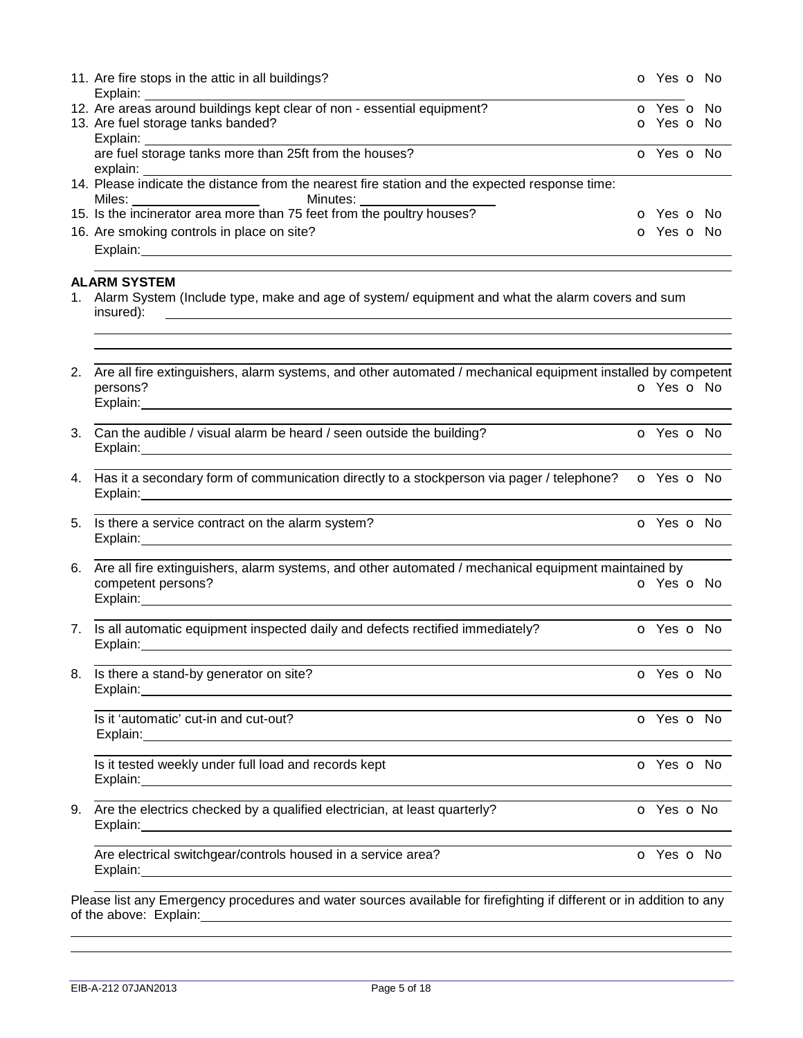11. Are fire stops in the attic in all buildings? o Yes o No
Explain: ____________________

12. Are areas around buildings kept clear of non - essential equipment? o Yes o No

13. Are fuel storage tanks banded? o Yes o No
Explain: ____________________
are fuel storage tanks more than 25ft from the houses? o Yes o No
explain: ____________________

14. Please indicate the distance from the nearest fire station and the expected response time:
Miles: ____________ Minutes: ____________

15. Is the incinerator area more than 75 feet from the poultry houses? o Yes o No

16. Are smoking controls in place on site? o Yes o No
Explain: ____________________

**ALARM SYSTEM**

1. Alarm System (Include type, make and age of system/ equipment and what the alarm covers and sum insured): ____________________

2. Are all fire extinguishers, alarm systems, and other automated / mechanical equipment installed by competent persons? o Yes o No
Explain: ____________________

3. Can the audible / visual alarm be heard / seen outside the building? o Yes o No
Explain: ____________________

4. Has it a secondary form of communication directly to a stockperson via pager / telephone? o Yes o No
Explain: ____________________

5. Is there a service contract on the alarm system? o Yes o No
Explain: ____________________

6. Are all fire extinguishers, alarm systems, and other automated / mechanical equipment maintained by competent persons? o Yes o No
Explain: ____________________

7. Is all automatic equipment inspected daily and defects rectified immediately? o Yes o No
Explain: ____________________

8. Is there a stand-by generator on site? o Yes o No
Explain: ____________________
Is it 'automatic' cut-in and cut-out? o Yes o No
Explain: ____________________
Is it tested weekly under full load and records kept o Yes o No
Explain: ____________________

9. Are the electrics checked by a qualified electrician, at least quarterly? o Yes o No
Explain: ____________________
Are electrical switchgear/controls housed in a service area? o Yes o No
Explain: ____________________

Please list any Emergency procedures and water sources available for firefighting if different or in addition to any of the above: Explain: ____________________

EIB-A-212 07JAN2013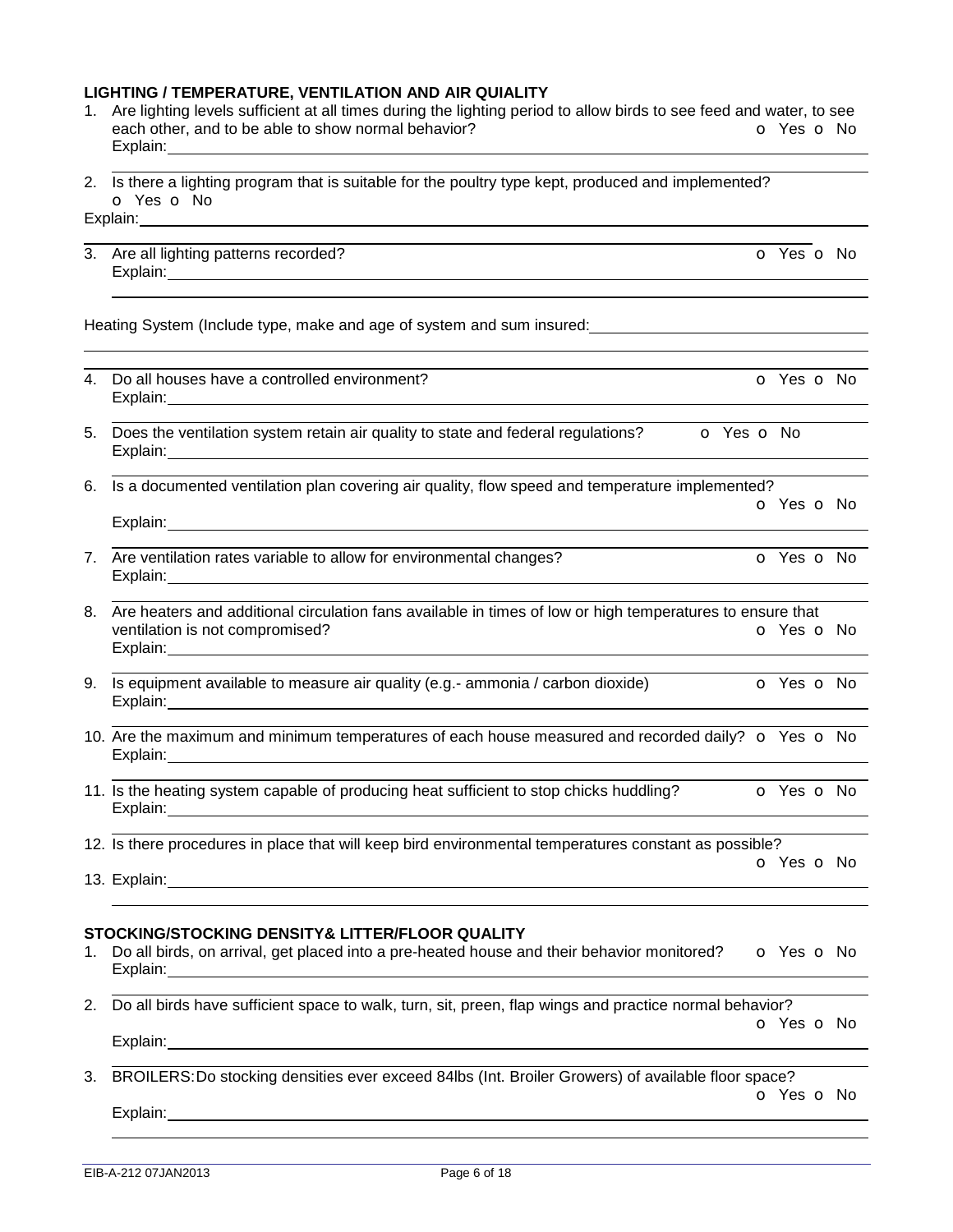## LIGHTING / TEMPERATURE, VENTILATION AND AIR QUALITY

1. Are lighting levels sufficient at all times during the lighting period to allow birds to see feed and water, to see each other, and to be able to show normal behavior? o Yes o No
   Explain:

2. Is there a lighting program that is suitable for the poultry type kept, produced and implemented?
   o Yes o No
   Explain:

3. Are all lighting patterns recorded? o Yes o No
   Explain:

Heating System (Include type, make and age of system and sum insured:

4. Do all houses have a controlled environment? o Yes o No
   Explain:

5. Does the ventilation system retain air quality to state and federal regulations? o Yes o No
   Explain:

6. Is a documented ventilation plan covering air quality, flow speed and temperature implemented?
   o Yes o No
   Explain:

7. Are ventilation rates variable to allow for environmental changes? o Yes o No
   Explain:

8. Are heaters and additional circulation fans available in times of low or high temperatures to ensure that ventilation is not compromised? o Yes o No
   Explain:

9. Is equipment available to measure air quality (e.g.- ammonia / carbon dioxide) o Yes o No
   Explain:

10. Are the maximum and minimum temperatures of each house measured and recorded daily? o Yes o No
    Explain:

11. Is the heating system capable of producing heat sufficient to stop chicks huddling? o Yes o No
    Explain:

12. Is there procedures in place that will keep bird environmental temperatures constant as possible?
    o Yes o No

13. Explain:

## STOCKING/STOCKING DENSITY& LITTER/FLOOR QUALITY

1. Do all birds, on arrival, get placed into a pre-heated house and their behavior monitored? o Yes o No
   Explain:

2. Do all birds have sufficient space to walk, turn, sit, preen, flap wings and practice normal behavior?
   o Yes o No
   Explain:

3. BROILERS: Do stocking densities ever exceed 84lbs (Int. Broiler Growers) of available floor space?
   o Yes o No
   Explain:

EIB-A-212 07JAN2013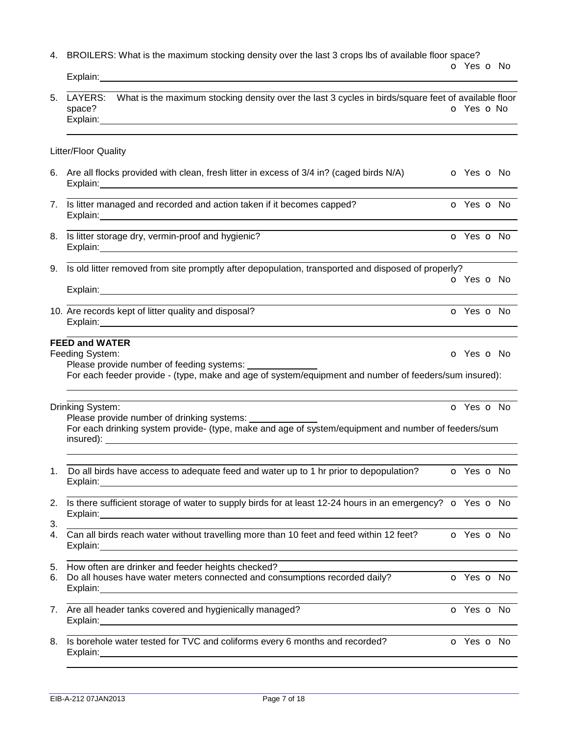4. BROILERS: What is the maximum stocking density over the last 3 crops lbs of available floor space? o Yes o No
   Explain: 

5. LAYERS: What is the maximum stocking density over the last 3 cycles in birds/square feet of available floor space? o Yes o No
   Explain: 

Litter/Floor Quality

6. Are all flocks provided with clean, fresh litter in excess of 3/4 in? (caged birds N/A) o Yes o No
   Explain: 

7. Is litter managed and recorded and action taken if it becomes capped? o Yes o No
   Explain: 

8. Is litter storage dry, vermin-proof and hygienic? o Yes o No
   Explain: 

9. Is old litter removed from site promptly after depopulation, transported and disposed of properly? o Yes o No
   Explain: 

10. Are records kept of litter quality and disposal? o Yes o No
    Explain: 

**FEED and WATER**

Feeding System: o Yes o No

Please provide number of feeding systems: 

For each feeder provide - (type, make and age of system/equipment and number of feeders/sum insured):

Drinking System: o Yes o No

Please provide number of drinking systems: 

For each drinking system provide- (type, make and age of system/equipment and number of feeders/sum insured): 

1. Do all birds have access to adequate feed and water up to 1 hr prior to depopulation? o Yes o No
   Explain: 

2. Is there sufficient storage of water to supply birds for at least 12-24 hours in an emergency? o Yes o No
   Explain: 

3. 
4. Can all birds reach water without travelling more than 10 feet and feed within 12 feet? o Yes o No
   Explain: 

5. How often are drinker and feeder heights checked? 
6. Do all houses have water meters connected and consumptions recorded daily? o Yes o No
   Explain: 

7. Are all header tanks covered and hygienically managed? o Yes o No
   Explain: 

8. Is borehole water tested for TVC and coliforms every 6 months and recorded? o Yes o No
   Explain: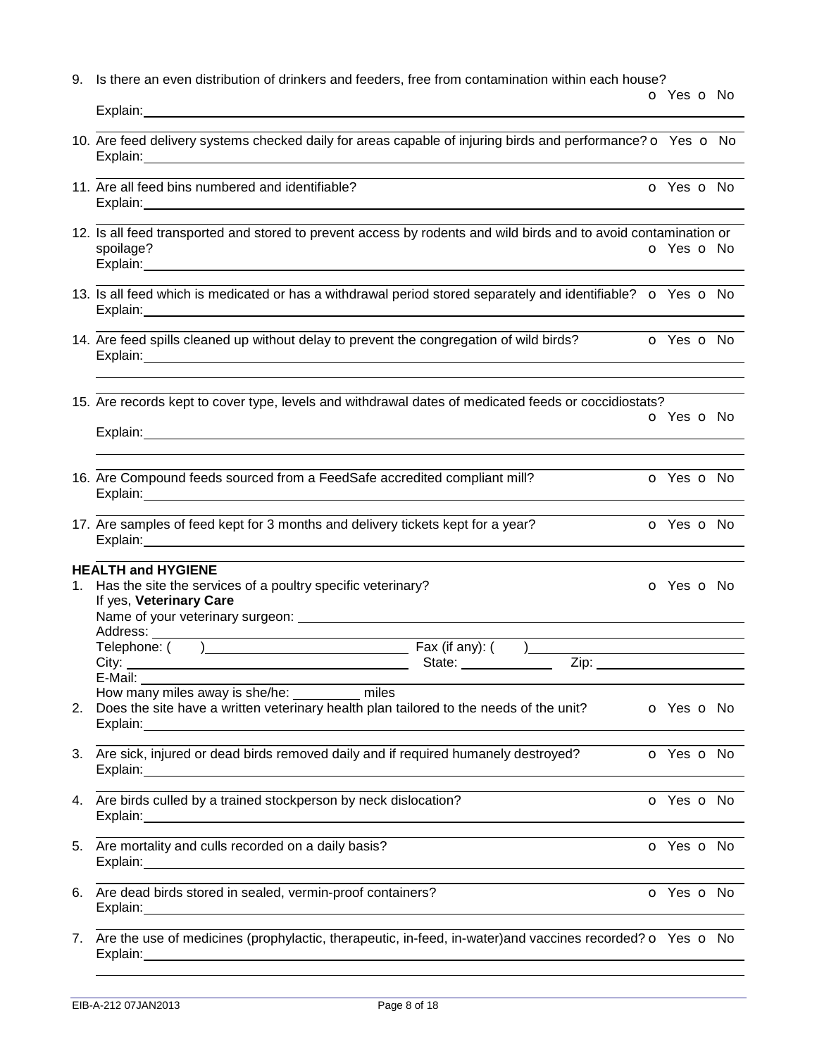9. Is there an even distribution of drinkers and feeders, free from contamination within each house? o Yes o No

   Explain: ____________________

10. Are feed delivery systems checked daily for areas capable of injuring birds and performance? o Yes o No

    Explain: ____________________

11. Are all feed bins numbered and identifiable? o Yes o No

    Explain: ____________________

12. Is all feed transported and stored to prevent access by rodents and wild birds and to avoid contamination or spoilage? o Yes o No

    Explain: ____________________

13. Is all feed which is medicated or has a withdrawal period stored separately and identifiable? o Yes o No

    Explain: ____________________

14. Are feed spills cleaned up without delay to prevent the congregation of wild birds? o Yes o No

    Explain: ____________________

15. Are records kept to cover type, levels and withdrawal dates of medicated feeds or coccidiostats? o Yes o No

    Explain: ____________________

16. Are Compound feeds sourced from a FeedSafe accredited compliant mill? o Yes o No

    Explain: ____________________

17. Are samples of feed kept for 3 months and delivery tickets kept for a year? o Yes o No

    Explain: ____________________

**HEALTH and HYGIENE**

1. Has the site the services of a poultry specific veterinary? o Yes o No

   If yes, **Veterinary Care**

   Name of your veterinary surgeon: ____________________

   Address: ____________________

   Telephone: ( ) ____________________ Fax (if any): ( ) ____________________

   City: ____________________ State: __________ Zip: __________

   E-Mail: ____________________

   How many miles away is she/he: _________ miles

2. Does the site have a written veterinary health plan tailored to the needs of the unit? o Yes o No

   Explain: ____________________

3. Are sick, injured or dead birds removed daily and if required humanely destroyed? o Yes o No

   Explain: ____________________

4. Are birds culled by a trained stockperson by neck dislocation? o Yes o No

   Explain: ____________________

5. Are mortality and culls recorded on a daily basis? o Yes o No

   Explain: ____________________

6. Are dead birds stored in sealed, vermin-proof containers? o Yes o No

   Explain: ____________________

7. Are the use of medicines (prophylactic, therapeutic, in-feed, in-water)and vaccines recorded? o Yes o No

   Explain: ____________________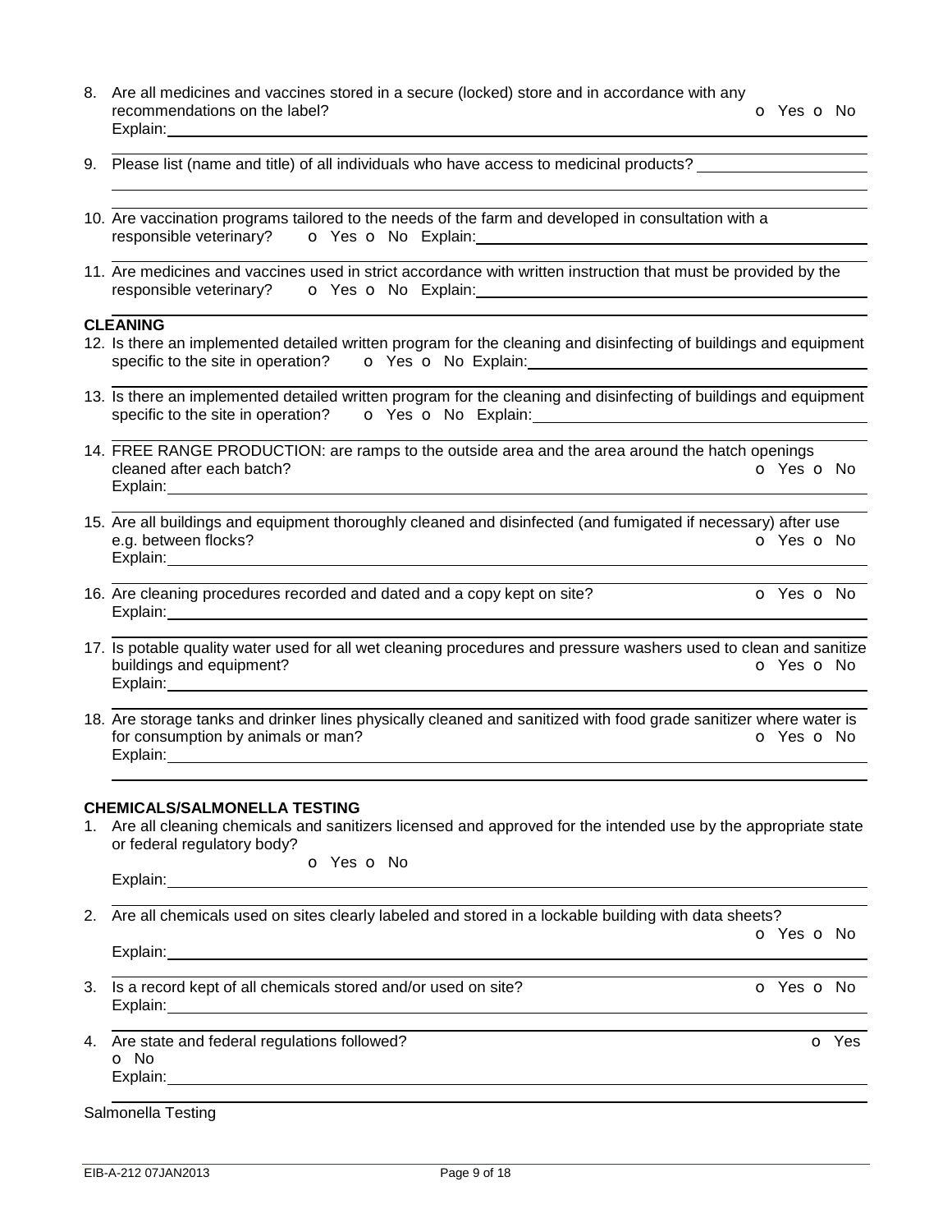8. Are all medicines and vaccines stored in a secure (locked) store and in accordance with any recommendations on the label? o Yes o No
   Explain:

9. Please list (name and title) of all individuals who have access to medicinal products?

10. Are vaccination programs tailored to the needs of the farm and developed in consultation with a responsible veterinary? o Yes o No Explain:

11. Are medicines and vaccines used in strict accordance with written instruction that must be provided by the responsible veterinary? o Yes o No Explain:

**CLEANING**

12. Is there an implemented detailed written program for the cleaning and disinfecting of buildings and equipment specific to the site in operation? o Yes o No Explain:

13. Is there an implemented detailed written program for the cleaning and disinfecting of buildings and equipment specific to the site in operation? o Yes o No Explain:

14. FREE RANGE PRODUCTION: are ramps to the outside area and the area around the hatch openings cleaned after each batch? o Yes o No
    Explain:

15. Are all buildings and equipment thoroughly cleaned and disinfected (and fumigated if necessary) after use e.g. between flocks? o Yes o No
    Explain:

16. Are cleaning procedures recorded and dated and a copy kept on site? o Yes o No
    Explain:

17. Is potable quality water used for all wet cleaning procedures and pressure washers used to clean and sanitize buildings and equipment? o Yes o No
    Explain:

18. Are storage tanks and drinker lines physically cleaned and sanitized with food grade sanitizer where water is for consumption by animals or man? o Yes o No
    Explain:

**CHEMICALS/SALMONELLA TESTING**

1. Are all cleaning chemicals and sanitizers licensed and approved for the intended use by the appropriate state or federal regulatory body?
   o Yes o No
   Explain:

2. Are all chemicals used on sites clearly labeled and stored in a lockable building with data sheets?
   o Yes o No
   Explain:

3. Is a record kept of all chemicals stored and/or used on site? o Yes o No
   Explain:

4. Are state and federal regulations followed? o Yes
   o No
   Explain:

Salmonella Testing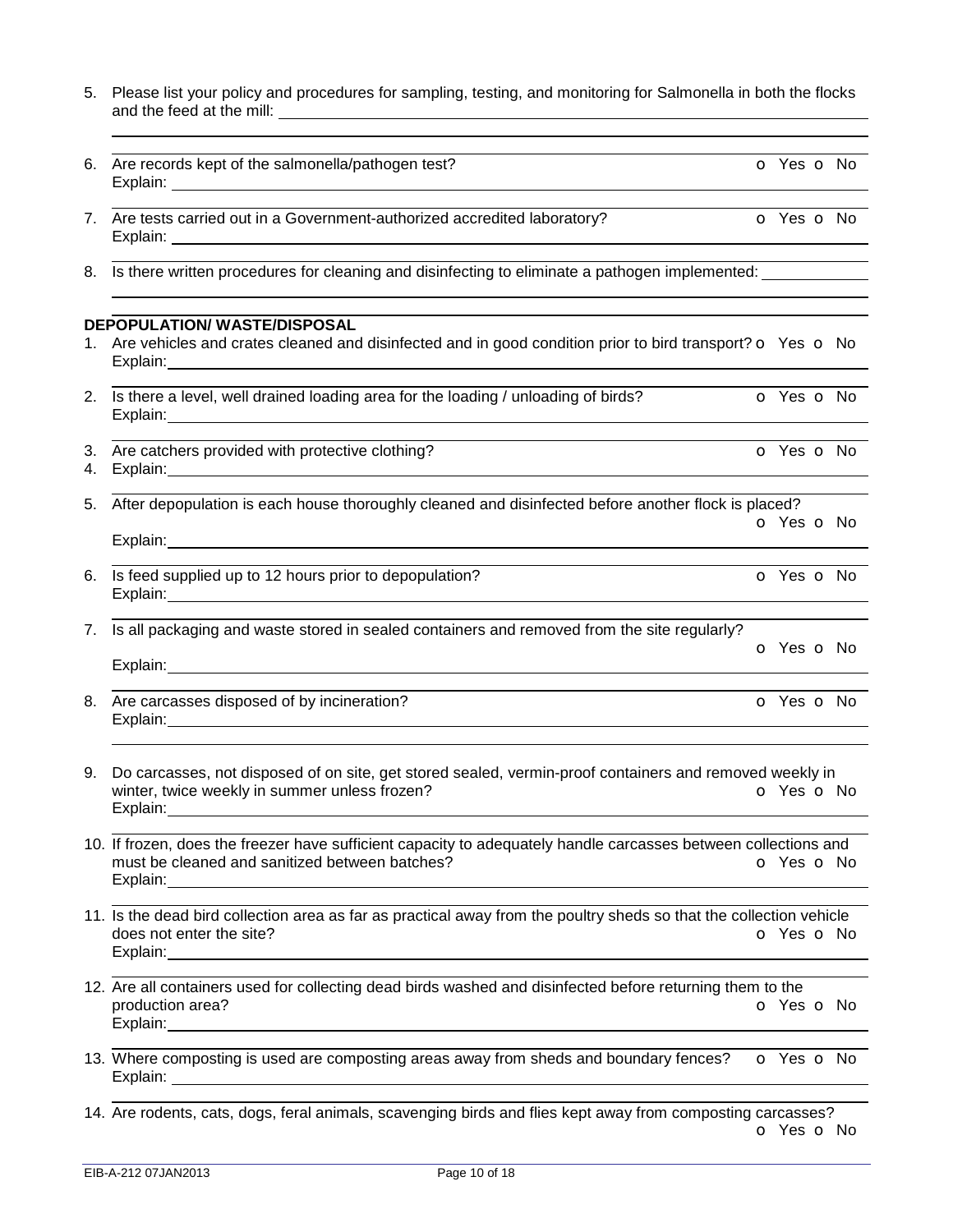5. Please list your policy and procedures for sampling, testing, and monitoring for Salmonella in both the flocks and the feed at the mill: ______________________

6. Are records kept of the salmonella/pathogen test? o Yes o No
   Explain: ______________________

7. Are tests carried out in a Government-authorized accredited laboratory? o Yes o No
   Explain: ______________________

8. Is there written procedures for cleaning and disinfecting to eliminate a pathogen implemented: ______________________

**DEPOPULATION/ WASTE/DISPOSAL**

1. Are vehicles and crates cleaned and disinfected and in good condition prior to bird transport? o Yes o No
   Explain: ______________________

2. Is there a level, well drained loading area for the loading / unloading of birds? o Yes o No
   Explain: ______________________

3. Are catchers provided with protective clothing? o Yes o No
4. Explain: ______________________

5. After depopulation is each house thoroughly cleaned and disinfected before another flock is placed? o Yes o No
   Explain: ______________________

6. Is feed supplied up to 12 hours prior to depopulation? o Yes o No
   Explain: ______________________

7. Is all packaging and waste stored in sealed containers and removed from the site regularly? o Yes o No
   Explain: ______________________

8. Are carcasses disposed of by incineration? o Yes o No
   Explain: ______________________

9. Do carcasses, not disposed of on site, get stored sealed, vermin-proof containers and removed weekly in winter, twice weekly in summer unless frozen? o Yes o No
   Explain: ______________________

10. If frozen, does the freezer have sufficient capacity to adequately handle carcasses between collections and must be cleaned and sanitized between batches? o Yes o No
    Explain: ______________________

11. Is the dead bird collection area as far as practical away from the poultry sheds so that the collection vehicle does not enter the site? o Yes o No
    Explain: ______________________

12. Are all containers used for collecting dead birds washed and disinfected before returning them to the production area? o Yes o No
    Explain: ______________________

13. Where composting is used are composting areas away from sheds and boundary fences? o Yes o No
    Explain: ______________________

14. Are rodents, cats, dogs, feral animals, scavenging birds and flies kept away from composting carcasses? o Yes o No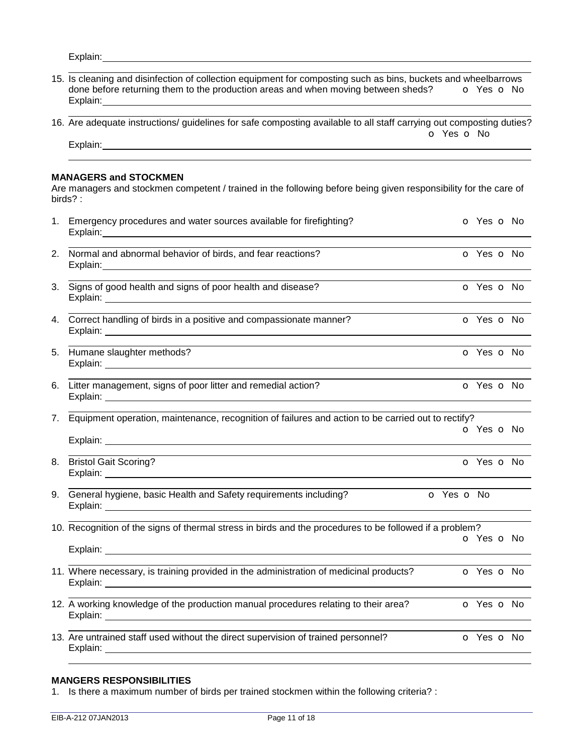Explain: ____________________________________________

15. Is cleaning and disinfection of collection equipment for composting such as bins, buckets and wheelbarrows done before returning them to the production areas and when moving between sheds? o Yes o No
    Explain: ____________________________________________

16. Are adequate instructions/ guidelines for safe composting available to all staff carrying out composting duties? o Yes o No
    Explain: ____________________________________________

**MANAGERS and STOCKMEN**

Are managers and stockmen competent / trained in the following before being given responsibility for the care of birds? :

1. Emergency procedures and water sources available for firefighting? o Yes o No
   Explain: ____________________________________________

2. Normal and abnormal behavior of birds, and fear reactions? o Yes o No
   Explain: ____________________________________________

3. Signs of good health and signs of poor health and disease? o Yes o No
   Explain: ____________________________________________

4. Correct handling of birds in a positive and compassionate manner? o Yes o No
   Explain: ____________________________________________

5. Humane slaughter methods? o Yes o No
   Explain: ____________________________________________

6. Litter management, signs of poor litter and remedial action? o Yes o No
   Explain: ____________________________________________

7. Equipment operation, maintenance, recognition of failures and action to be carried out to rectify? o Yes o No
   Explain: ____________________________________________

8. Bristol Gait Scoring? o Yes o No
   Explain: ____________________________________________

9. General hygiene, basic Health and Safety requirements including? o Yes o No
   Explain: ____________________________________________

10. Recognition of the signs of thermal stress in birds and the procedures to be followed if a problem? o Yes o No
    Explain: ____________________________________________

11. Where necessary, is training provided in the administration of medicinal products? o Yes o No
    Explain: ____________________________________________

12. A working knowledge of the production manual procedures relating to their area? o Yes o No
    Explain: ____________________________________________

13. Are untrained staff used without the direct supervision of trained personnel? o Yes o No
    Explain: ____________________________________________

**MANGERS RESPONSIBILITIES**

1. Is there a maximum number of birds per trained stockmen within the following criteria? :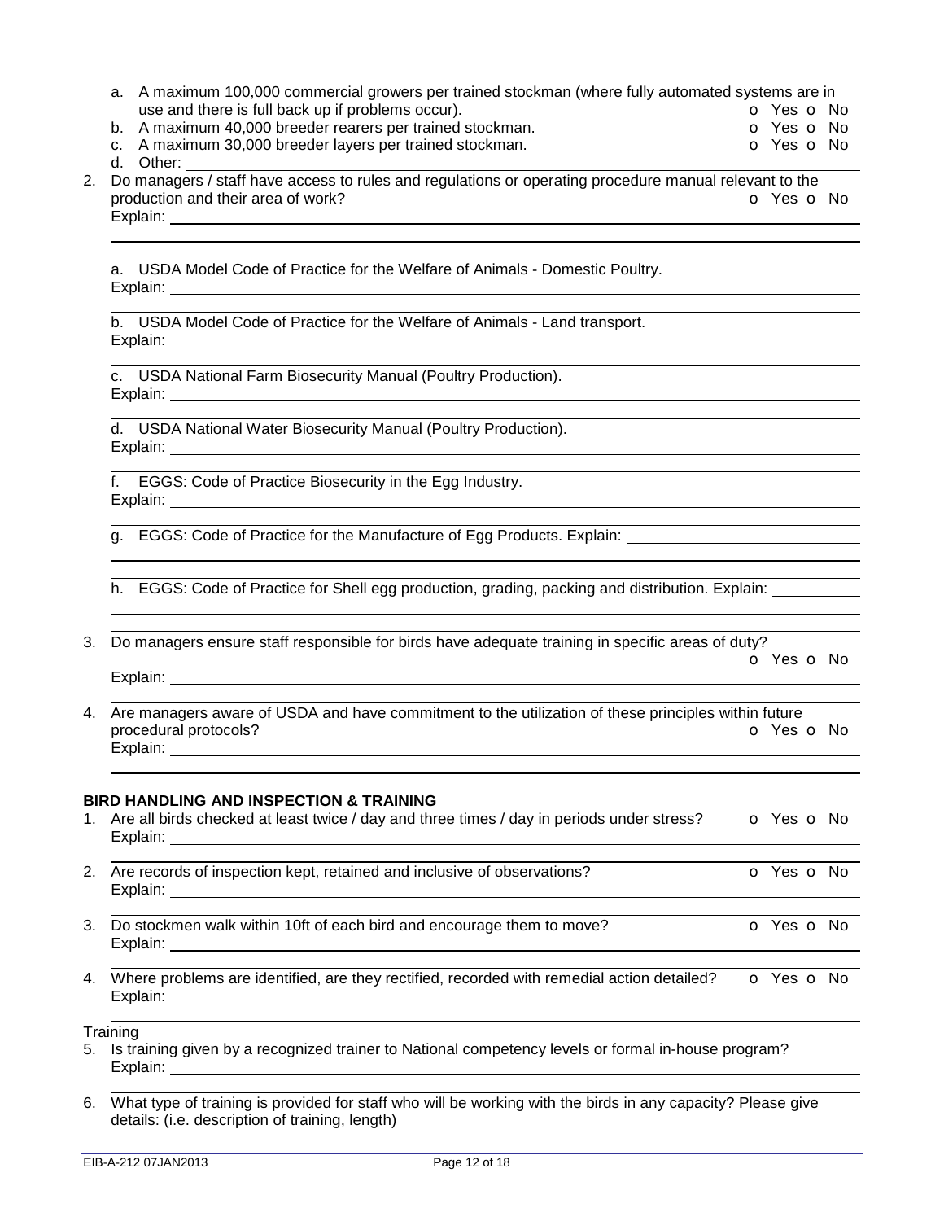a. A maximum 100,000 commercial growers per trained stockman (where fully automated systems are in use and there is full back up if problems occur). o Yes o No
b. A maximum 40,000 breeder rearers per trained stockman. o Yes o No
c. A maximum 30,000 breeder layers per trained stockman. o Yes o No
d. Other: ______

2. Do managers / staff have access to rules and regulations or operating procedure manual relevant to the production and their area of work? o Yes o No
Explain: ______

a. USDA Model Code of Practice for the Welfare of Animals - Domestic Poultry.
Explain: ______

b. USDA Model Code of Practice for the Welfare of Animals - Land transport.
Explain: ______

c. USDA National Farm Biosecurity Manual (Poultry Production).
Explain: ______

d. USDA National Water Biosecurity Manual (Poultry Production).
Explain: ______

f. EGGS: Code of Practice Biosecurity in the Egg Industry.
Explain: ______

g. EGGS: Code of Practice for the Manufacture of Egg Products. Explain: ______

h. EGGS: Code of Practice for Shell egg production, grading, packing and distribution. Explain: ______

3. Do managers ensure staff responsible for birds have adequate training in specific areas of duty? o Yes o No
Explain: ______

4. Are managers aware of USDA and have commitment to the utilization of these principles within future procedural protocols? o Yes o No
Explain: ______

**BIRD HANDLING AND INSPECTION & TRAINING**

1. Are all birds checked at least twice / day and three times / day in periods under stress? o Yes o No
Explain: ______

2. Are records of inspection kept, retained and inclusive of observations? o Yes o No
Explain: ______

3. Do stockmen walk within 10ft of each bird and encourage them to move? o Yes o No
Explain: ______

4. Where problems are identified, are they rectified, recorded with remedial action detailed? o Yes o No
Explain: ______

Training

5. Is training given by a recognized trainer to National competency levels or formal in-house program?
Explain: ______

6. What type of training is provided for staff who will be working with the birds in any capacity? Please give details: (i.e. description of training, length)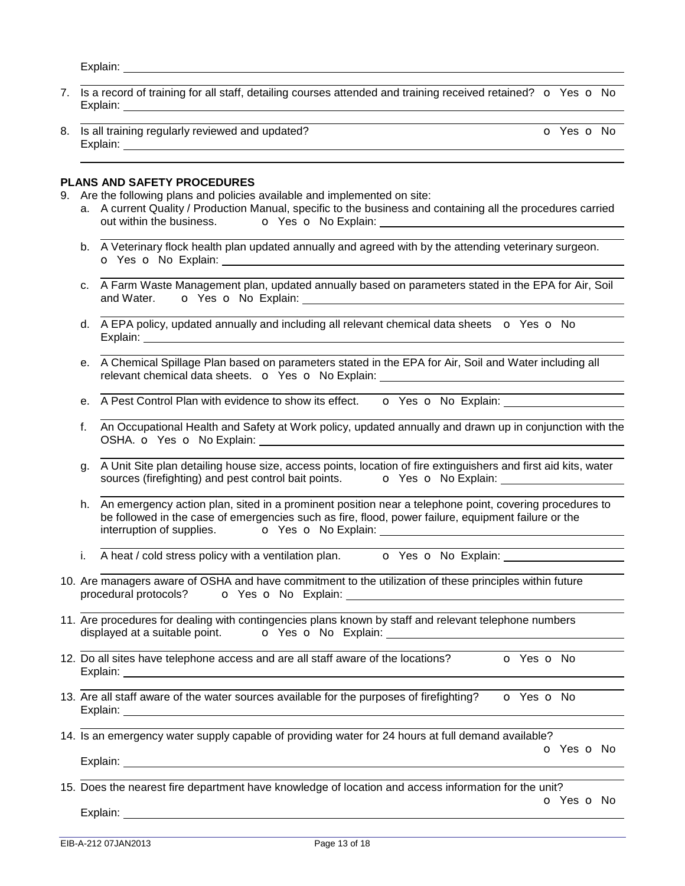Explain: ______________________________________________

7. Is a record of training for all staff, detailing courses attended and training received retained? o Yes o No
   Explain: ______________________________________________

8. Is all training regularly reviewed and updated? o Yes o No
   Explain: ______________________________________________

### PLANS AND SAFETY PROCEDURES

9. Are the following plans and policies available and implemented on site:
   a. A current Quality / Production Manual, specific to the business and containing all the procedures carried out within the business. o Yes o No Explain: ______________________________________________

   b. A Veterinary flock health plan updated annually and agreed with by the attending veterinary surgeon. o Yes o No Explain: ______________________________________________

   c. A Farm Waste Management plan, updated annually based on parameters stated in the EPA for Air, Soil and Water. o Yes o No Explain: ______________________________________________

   d. A EPA policy, updated annually and including all relevant chemical data sheets o Yes o No Explain: ______________________________________________

   e. A Chemical Spillage Plan based on parameters stated in the EPA for Air, Soil and Water including all relevant chemical data sheets. o Yes o No Explain: ______________________________________________

   e. A Pest Control Plan with evidence to show its effect. o Yes o No Explain: ______________________________________________

   f. An Occupational Health and Safety at Work policy, updated annually and drawn up in conjunction with the OSHA. o Yes o No Explain: ______________________________________________

   g. A Unit Site plan detailing house size, access points, location of fire extinguishers and first aid kits, water sources (firefighting) and pest control bait points. o Yes o No Explain: ______________________________________________

   h. An emergency action plan, sited in a prominent position near a telephone point, covering procedures to be followed in the case of emergencies such as fire, flood, power failure, equipment failure or the interruption of supplies. o Yes o No Explain: ______________________________________________

   i. A heat / cold stress policy with a ventilation plan. o Yes o No Explain: ______________________________________________

10. Are managers aware of OSHA and have commitment to the utilization of these principles within future procedural protocols? o Yes o No Explain: ______________________________________________

11. Are procedures for dealing with contingencies plans known by staff and relevant telephone numbers displayed at a suitable point. o Yes o No Explain: ______________________________________________

12. Do all sites have telephone access and are all staff aware of the locations? o Yes o No
    Explain: ______________________________________________

13. Are all staff aware of the water sources available for the purposes of firefighting? o Yes o No
    Explain: ______________________________________________

14. Is an emergency water supply capable of providing water for 24 hours at full demand available? o Yes o No
    Explain: ______________________________________________

15. Does the nearest fire department have knowledge of location and access information for the unit? o Yes o No
    Explain: ______________________________________________

EIB-A-212 07JAN2013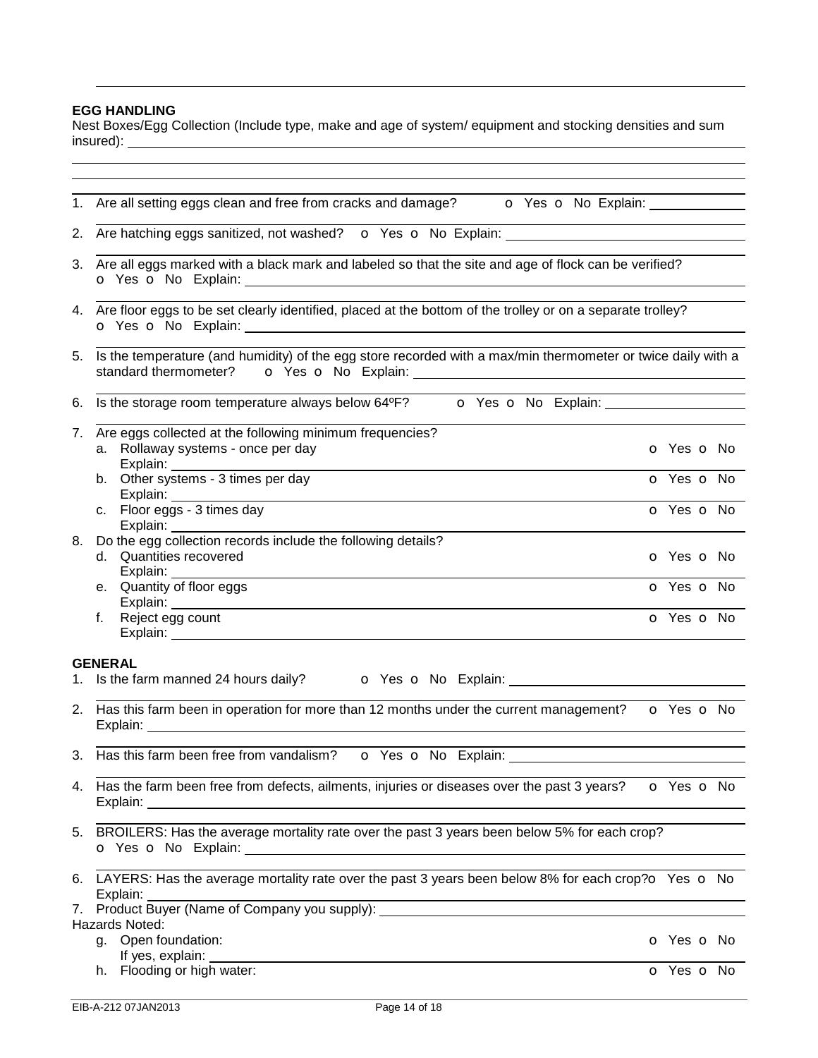## EGG HANDLING

Nest Boxes/Egg Collection (Include type, make and age of system/ equipment and stocking densities and sum insured): \_\_\_\_\_\_\_\_\_\_\_\_\_\_\_\_

1. Are all setting eggs clean and free from cracks and damage? o Yes o No Explain: \_\_\_\_\_\_\_\_\_\_\_\_\_\_\_\_
2. Are hatching eggs sanitized, not washed? o Yes o No Explain: \_\_\_\_\_\_\_\_\_\_\_\_\_\_\_\_
3. Are all eggs marked with a black mark and labeled so that the site and age of flock can be verified? o Yes o No Explain: \_\_\_\_\_\_\_\_\_\_\_\_\_\_\_\_
4. Are floor eggs to be set clearly identified, placed at the bottom of the trolley or on a separate trolley? o Yes o No Explain: \_\_\_\_\_\_\_\_\_\_\_\_\_\_\_\_
5. Is the temperature (and humidity) of the egg store recorded with a max/min thermometer or twice daily with a standard thermometer? o Yes o No Explain: \_\_\_\_\_\_\_\_\_\_\_\_\_\_\_\_
6. Is the storage room temperature always below 64ºF? o Yes o No Explain: \_\_\_\_\_\_\_\_\_\_\_\_\_\_\_\_
7. Are eggs collected at the following minimum frequencies?
   a. Rollaway systems - once per day o Yes o No
      Explain: \_\_\_\_\_\_\_\_\_\_\_\_\_\_\_\_
   b. Other systems - 3 times per day o Yes o No
      Explain: \_\_\_\_\_\_\_\_\_\_\_\_\_\_\_\_
   c. Floor eggs - 3 times day o Yes o No
      Explain: \_\_\_\_\_\_\_\_\_\_\_\_\_\_\_\_
8. Do the egg collection records include the following details?
   d. Quantities recovered o Yes o No
      Explain: \_\_\_\_\_\_\_\_\_\_\_\_\_\_\_\_
   e. Quantity of floor eggs o Yes o No
      Explain: \_\_\_\_\_\_\_\_\_\_\_\_\_\_\_\_
   f. Reject egg count o Yes o No
      Explain: \_\_\_\_\_\_\_\_\_\_\_\_\_\_\_\_

## GENERAL

1. Is the farm manned 24 hours daily? o Yes o No Explain: \_\_\_\_\_\_\_\_\_\_\_\_\_\_\_\_
2. Has this farm been in operation for more than 12 months under the current management? o Yes o No Explain: \_\_\_\_\_\_\_\_\_\_\_\_\_\_\_\_
3. Has this farm been free from vandalism? o Yes o No Explain: \_\_\_\_\_\_\_\_\_\_\_\_\_\_\_\_
4. Has the farm been free from defects, ailments, injuries or diseases over the past 3 years? o Yes o No Explain: \_\_\_\_\_\_\_\_\_\_\_\_\_\_\_\_
5. BROILERS: Has the average mortality rate over the past 3 years been below 5% for each crop? o Yes o No Explain: \_\_\_\_\_\_\_\_\_\_\_\_\_\_\_\_
6. LAYERS: Has the average mortality rate over the past 3 years been below 8% for each crop? o Yes o No Explain: \_\_\_\_\_\_\_\_\_\_\_\_\_\_\_\_
7. Product Buyer (Name of Company you supply): \_\_\_\_\_\_\_\_\_\_\_\_\_\_\_\_

Hazards Noted:

   g. Open foundation: o Yes o No
      If yes, explain: \_\_\_\_\_\_\_\_\_\_\_\_\_\_\_\_
   h. Flooding or high water: o Yes o No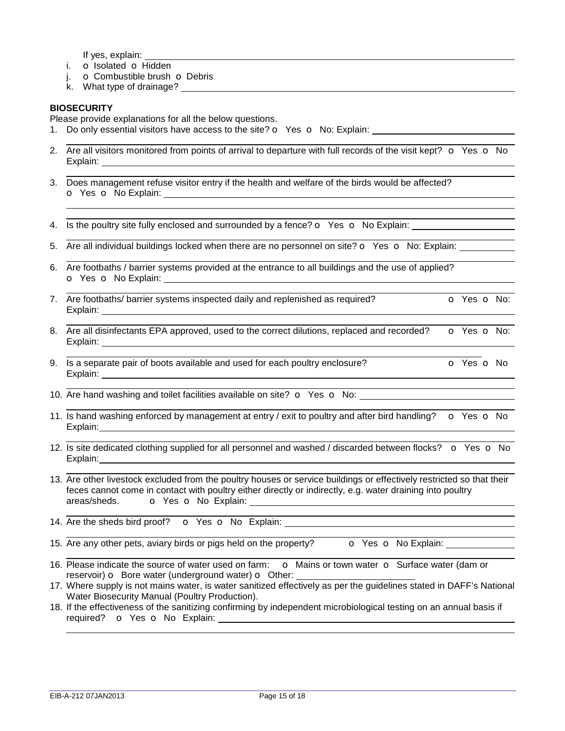If yes, explain: ______

i. o Isolated o Hidden

j. o Combustible brush o Debris

k. What type of drainage? ______

**BIOSECURITY**

Please provide explanations for all the below questions.

1. Do only essential visitors have access to the site? o Yes o No: Explain: ______
2. Are all visitors monitored from points of arrival to departure with full records of the visit kept? o Yes o No Explain: ______
3. Does management refuse visitor entry if the health and welfare of the birds would be affected? o Yes o No Explain: ______
4. Is the poultry site fully enclosed and surrounded by a fence? o Yes o No Explain: ______
5. Are all individual buildings locked when there are no personnel on site? o Yes o No: Explain: ______
6. Are footbaths / barrier systems provided at the entrance to all buildings and the use of applied? o Yes o No Explain: ______
7. Are footbaths/ barrier systems inspected daily and replenished as required? o Yes o No: Explain: ______
8. Are all disinfectants EPA approved, used to the correct dilutions, replaced and recorded? o Yes o No: Explain: ______
9. Is a separate pair of boots available and used for each poultry enclosure? o Yes o No Explain: ______
10. Are hand washing and toilet facilities available on site? o Yes o No: ______
11. Is hand washing enforced by management at entry / exit to poultry and after bird handling? o Yes o No Explain: ______
12. Is site dedicated clothing supplied for all personnel and washed / discarded between flocks? o Yes o No Explain: ______
13. Are other livestock excluded from the poultry houses or service buildings or effectively restricted so that their feces cannot come in contact with poultry either directly or indirectly, e.g. water draining into poultry areas/sheds. o Yes o No Explain: ______
14. Are the sheds bird proof? o Yes o No Explain: ______
15. Are any other pets, aviary birds or pigs held on the property? o Yes o No Explain: ______
16. Please indicate the source of water used on farm: o Mains or town water o Surface water (dam or reservoir) o Bore water (underground water) o Other: ______
17. Where supply is not mains water, is water sanitized effectively as per the guidelines stated in DAFF's National Water Biosecurity Manual (Poultry Production).
18. If the effectiveness of the sanitizing confirming by independent microbiological testing on an annual basis if required? o Yes o No Explain: ______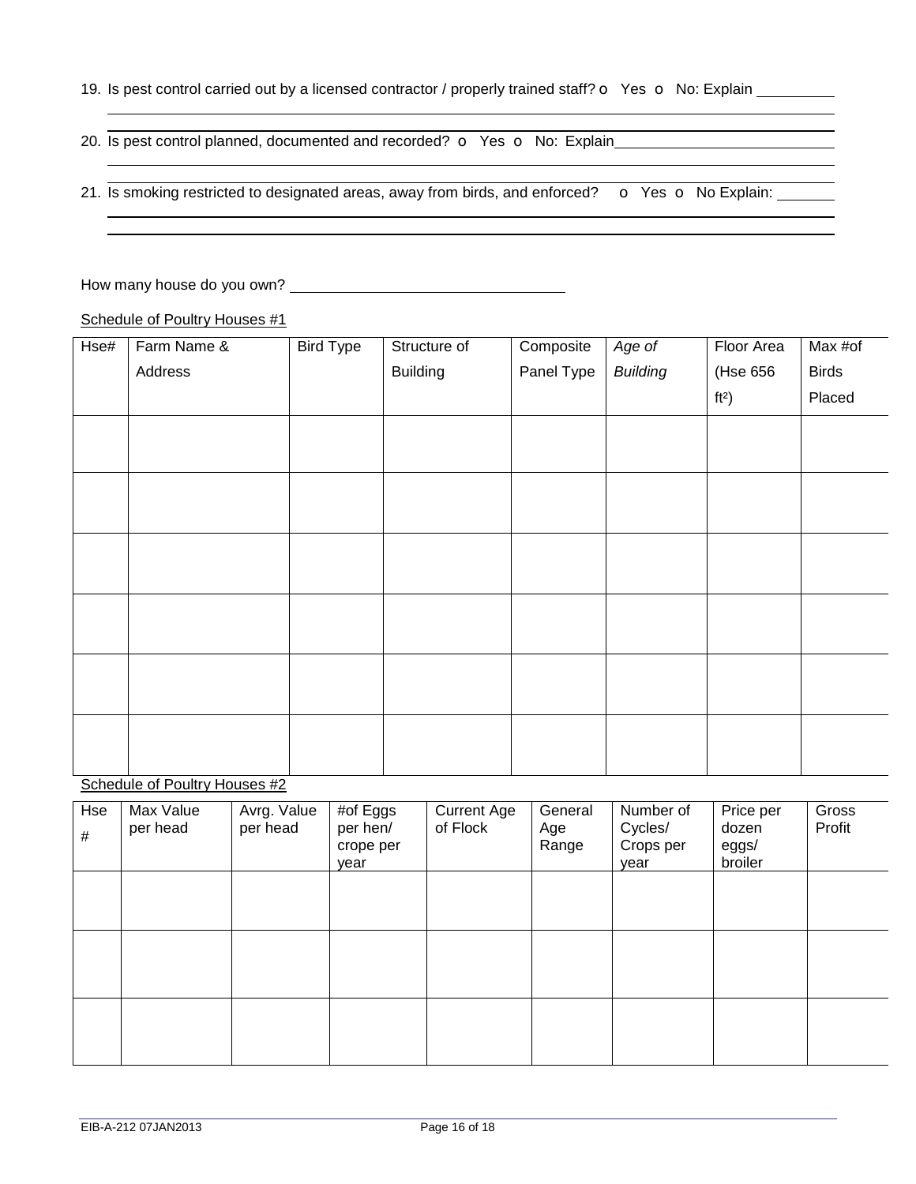19. Is pest control carried out by a licensed contractor / properly trained staff? o Yes o No: Explain ____________

____________________________________________________________________________

20. Is pest control planned, documented and recorded? o Yes o No: Explain____________________________

____________________________________________________________________________

21. Is smoking restricted to designated areas, away from birds, and enforced? o Yes o No Explain: ________

____________________________________________________________________________

____________________________________________________________________________

How many house do you own? ____________________________________

Schedule of Poultry Houses #1

| Hse# | Farm Name & Address | Bird Type | Structure of Building | Composite Panel Type | *Age of Building* | Floor Area (Hse 656 ft²) | Max #of Birds Placed |
|---|---|---|---|---|---|---|---|
| | | | | | | | |
| | | | | | | | |
| | | | | | | | |
| | | | | | | | |
| | | | | | | | |
| | | | | | | | |

Schedule of Poultry Houses #2

| Hse # | Max Value per head | Avrg. Value per head | #of Eggs per hen/ crope per year | Current Age of Flock | General Age Range | Number of Cycles/ Crops per year | Price per dozen eggs/ broiler | Gross Profit |
|---|---|---|---|---|---|---|---|---|
| | | | | | | | | |
| | | | | | | | | |
| | | | | | | | | |

EIB-A-212 07JAN2013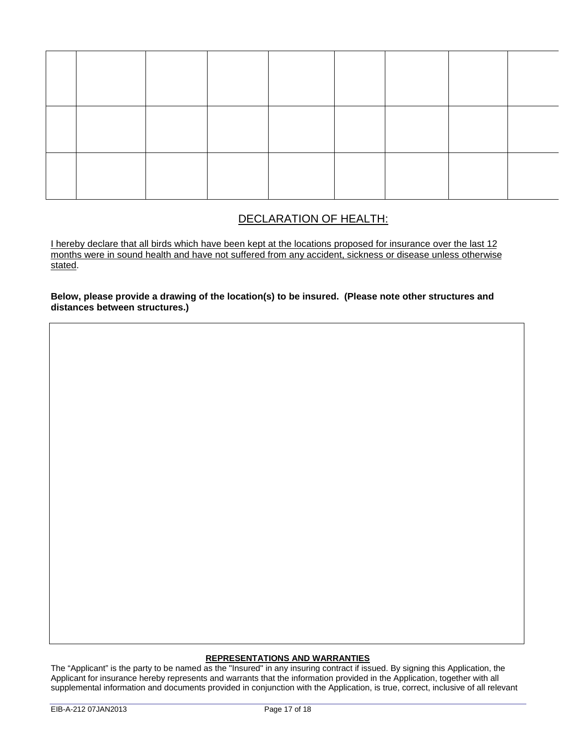| | | | | | | | | |
|---|---|---|---|---|---|---|---|---|
| | | | | | | | | |
| | | | | | | | | |
| | | | | | | | | |

## DECLARATION OF HEALTH:

I hereby declare that all birds which have been kept at the locations proposed for insurance over the last 12 months were in sound health and have not suffered from any accident, sickness or disease unless otherwise stated.

**Below, please provide a drawing of the location(s) to be insured. (Please note other structures and distances between structures.)**

| |
|---|
| |

**REPRESENTATIONS AND WARRANTIES**

The "Applicant" is the party to be named as the "Insured" in any insuring contract if issued. By signing this Application, the Applicant for insurance hereby represents and warrants that the information provided in the Application, together with all supplemental information and documents provided in conjunction with the Application, is true, correct, inclusive of all relevant

EIB-A-212 07JAN2013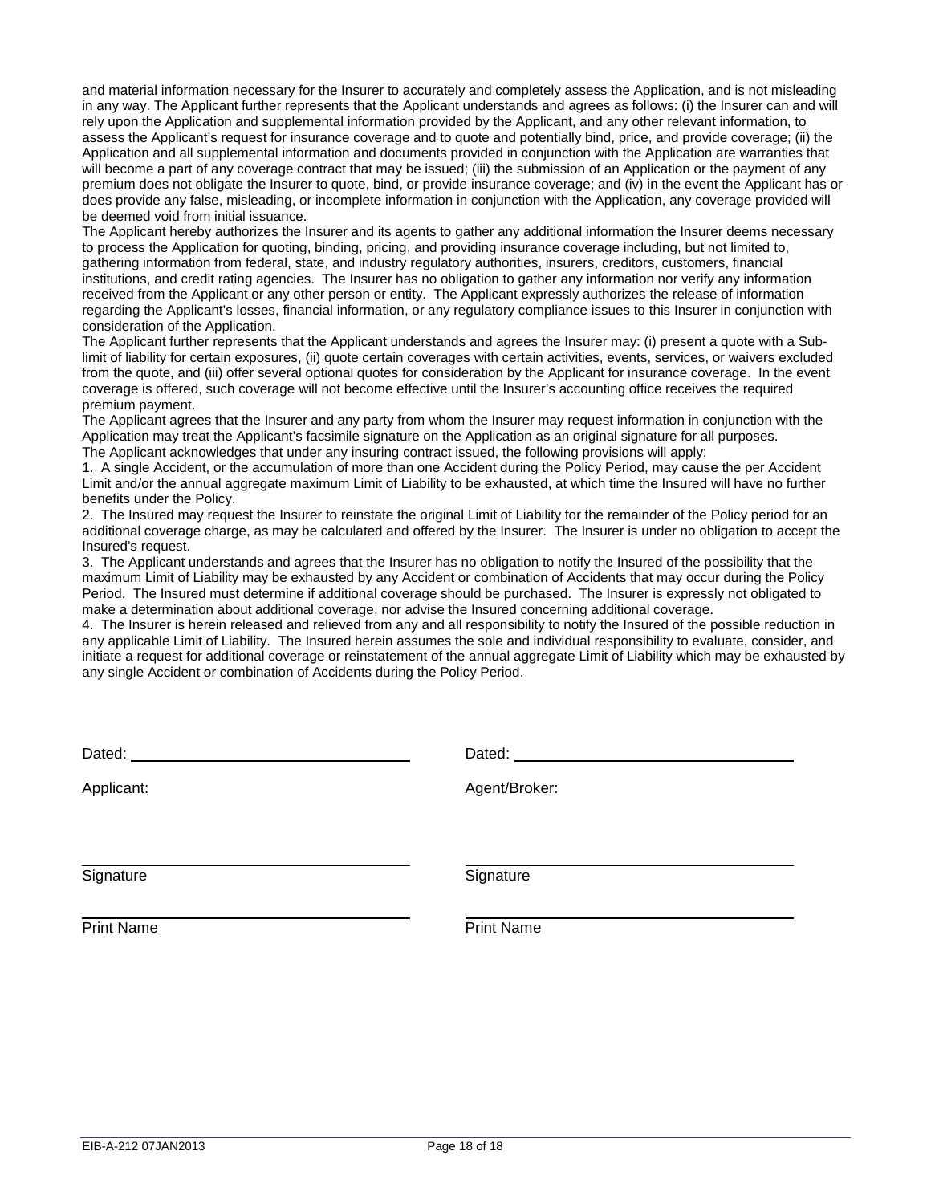and material information necessary for the Insurer to accurately and completely assess the Application, and is not misleading in any way. The Applicant further represents that the Applicant understands and agrees as follows: (i) the Insurer can and will rely upon the Application and supplemental information provided by the Applicant, and any other relevant information, to assess the Applicant's request for insurance coverage and to quote and potentially bind, price, and provide coverage; (ii) the Application and all supplemental information and documents provided in conjunction with the Application are warranties that will become a part of any coverage contract that may be issued; (iii) the submission of an Application or the payment of any premium does not obligate the Insurer to quote, bind, or provide insurance coverage; and (iv) in the event the Applicant has or does provide any false, misleading, or incomplete information in conjunction with the Application, any coverage provided will be deemed void from initial issuance.

The Applicant hereby authorizes the Insurer and its agents to gather any additional information the Insurer deems necessary to process the Application for quoting, binding, pricing, and providing insurance coverage including, but not limited to, gathering information from federal, state, and industry regulatory authorities, insurers, creditors, customers, financial institutions, and credit rating agencies. The Insurer has no obligation to gather any information nor verify any information received from the Applicant or any other person or entity. The Applicant expressly authorizes the release of information regarding the Applicant's losses, financial information, or any regulatory compliance issues to this Insurer in conjunction with consideration of the Application.

The Applicant further represents that the Applicant understands and agrees the Insurer may: (i) present a quote with a Sub-limit of liability for certain exposures, (ii) quote certain coverages with certain activities, events, services, or waivers excluded from the quote, and (iii) offer several optional quotes for consideration by the Applicant for insurance coverage. In the event coverage is offered, such coverage will not become effective until the Insurer's accounting office receives the required premium payment.

The Applicant agrees that the Insurer and any party from whom the Insurer may request information in conjunction with the Application may treat the Applicant's facsimile signature on the Application as an original signature for all purposes.

The Applicant acknowledges that under any insuring contract issued, the following provisions will apply:

1. A single Accident, or the accumulation of more than one Accident during the Policy Period, may cause the per Accident Limit and/or the annual aggregate maximum Limit of Liability to be exhausted, at which time the Insured will have no further benefits under the Policy.
2. The Insured may request the Insurer to reinstate the original Limit of Liability for the remainder of the Policy period for an additional coverage charge, as may be calculated and offered by the Insurer. The Insurer is under no obligation to accept the Insured's request.
3. The Applicant understands and agrees that the Insurer has no obligation to notify the Insured of the possibility that the maximum Limit of Liability may be exhausted by any Accident or combination of Accidents that may occur during the Policy Period. The Insured must determine if additional coverage should be purchased. The Insurer is expressly not obligated to make a determination about additional coverage, nor advise the Insured concerning additional coverage.
4. The Insurer is herein released and relieved from any and all responsibility to notify the Insured of the possible reduction in any applicable Limit of Liability. The Insured herein assumes the sole and individual responsibility to evaluate, consider, and initiate a request for additional coverage or reinstatement of the annual aggregate Limit of Liability which may be exhausted by any single Accident or combination of Accidents during the Policy Period.

Dated: ______________________________ Dated: ______________________________

Applicant: Agent/Broker:

______________________________ ______________________________
Signature Signature

______________________________ ______________________________
Print Name Print Name

EIB-A-212 07JAN2013